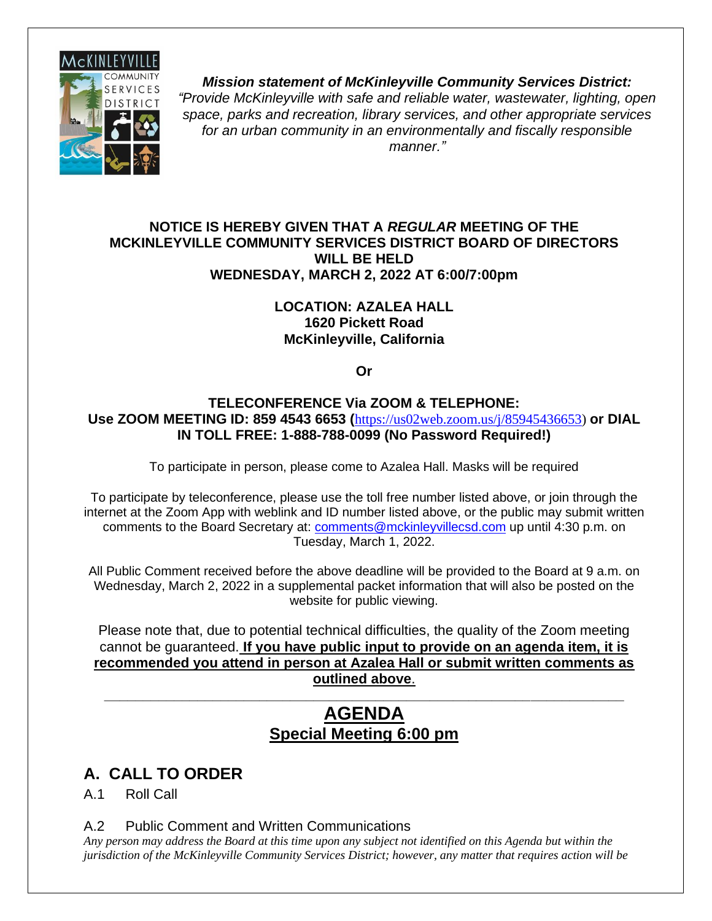***Mission statement of McKinleyville Community Services District:***
*"Provide McKinleyville with safe and reliable water, wastewater, lighting, open space, parks and recreation, library services, and other appropriate services for an urban community in an environmentally and fiscally responsible manner."*

**NOTICE IS HEREBY GIVEN THAT A *REGULAR* MEETING OF THE MCKINLEYVILLE COMMUNITY SERVICES DISTRICT BOARD OF DIRECTORS WILL BE HELD WEDNESDAY, MARCH 2, 2022 AT 6:00/7:00pm**

**LOCATION: AZALEA HALL**
**1620 Pickett Road**
**McKinleyville, California**

**Or**

**TELECONFERENCE Via ZOOM & TELEPHONE:**
**Use ZOOM MEETING ID: 859 4543 6653 (**https://us02web.zoom.us/j/85945436653) **or DIAL IN TOLL FREE: 1-888-788-0099 (No Password Required!)**

To participate in person, please come to Azalea Hall. Masks will be required

To participate by teleconference, please use the toll free number listed above, or join through the internet at the Zoom App with weblink and ID number listed above, or the public may submit written comments to the Board Secretary at: comments@mckinleyvillecsd.com up until 4:30 p.m. on Tuesday, March 1, 2022.

All Public Comment received before the above deadline will be provided to the Board at 9 a.m. on Wednesday, March 2, 2022 in a supplemental packet information that will also be posted on the website for public viewing.

Please note that, due to potential technical difficulties, the quality of the Zoom meeting cannot be guaranteed. **If you have public input to provide on an agenda item, it is recommended you attend in person at Azalea Hall or submit written comments as outlined above**.

---

# AGENDA
## Special Meeting 6:00 pm

## A. CALL TO ORDER

A.1 Roll Call

A.2 Public Comment and Written Communications

*Any person may address the Board at this time upon any subject not identified on this Agenda but within the jurisdiction of the McKinleyville Community Services District; however, any matter that requires action will be*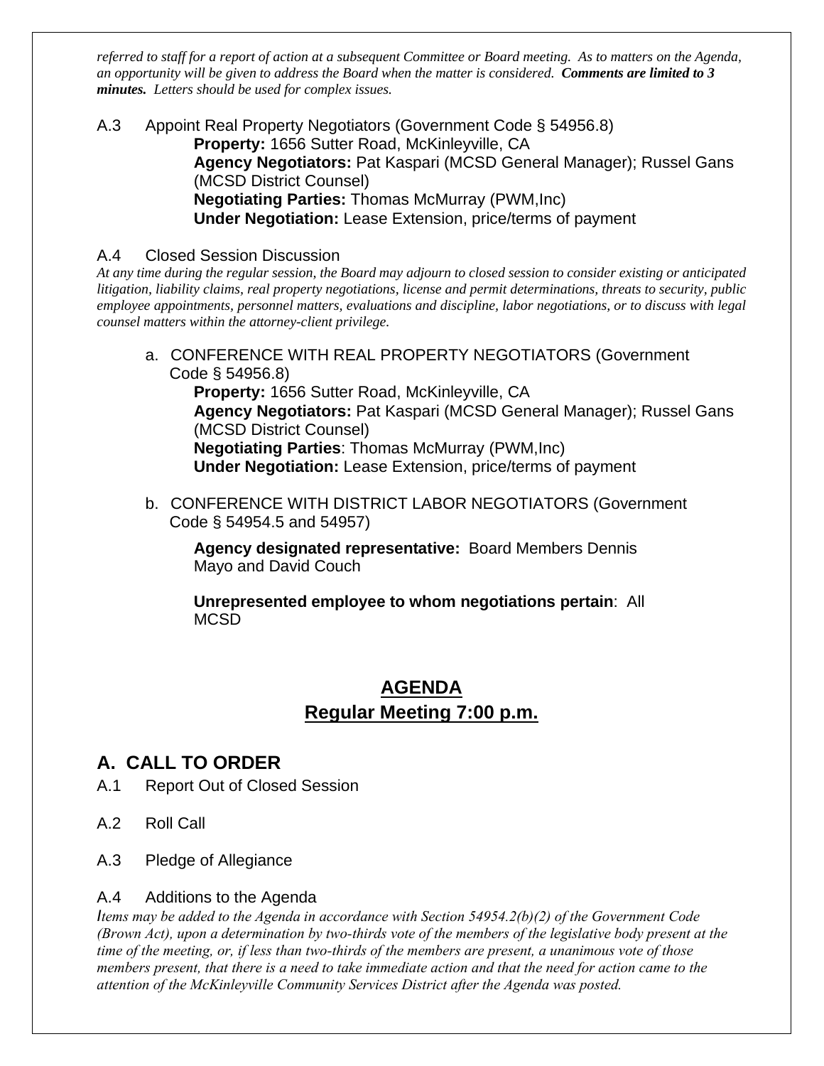*referred to staff for a report of action at a subsequent Committee or Board meeting. As to matters on the Agenda, an opportunity will be given to address the Board when the matter is considered.* ***Comments are limited to 3 minutes.*** *Letters should be used for complex issues.*

A.3 Appoint Real Property Negotiators (Government Code § 54956.8)

**Property:** 1656 Sutter Road, McKinleyville, CA
**Agency Negotiators:** Pat Kaspari (MCSD General Manager); Russel Gans (MCSD District Counsel)
**Negotiating Parties:** Thomas McMurray (PWM,Inc)
**Under Negotiation:** Lease Extension, price/terms of payment

A.4 Closed Session Discussion

*At any time during the regular session, the Board may adjourn to closed session to consider existing or anticipated litigation, liability claims, real property negotiations, license and permit determinations, threats to security, public employee appointments, personnel matters, evaluations and discipline, labor negotiations, or to discuss with legal counsel matters within the attorney-client privilege.*

a. CONFERENCE WITH REAL PROPERTY NEGOTIATORS (Government Code § 54956.8)

**Property:** 1656 Sutter Road, McKinleyville, CA
**Agency Negotiators:** Pat Kaspari (MCSD General Manager); Russel Gans (MCSD District Counsel)
**Negotiating Parties**: Thomas McMurray (PWM,Inc)
**Under Negotiation:** Lease Extension, price/terms of payment

b. CONFERENCE WITH DISTRICT LABOR NEGOTIATORS (Government Code § 54954.5 and 54957)

**Agency designated representative:** Board Members Dennis Mayo and David Couch

**Unrepresented employee to whom negotiations pertain**: All MCSD

## AGENDA

## Regular Meeting 7:00 p.m.

## A. CALL TO ORDER

A.1 Report Out of Closed Session

A.2 Roll Call

A.3 Pledge of Allegiance

A.4 Additions to the Agenda

*Items may be added to the Agenda in accordance with Section 54954.2(b)(2) of the Government Code (Brown Act), upon a determination by two-thirds vote of the members of the legislative body present at the time of the meeting, or, if less than two-thirds of the members are present, a unanimous vote of those members present, that there is a need to take immediate action and that the need for action came to the attention of the McKinleyville Community Services District after the Agenda was posted.*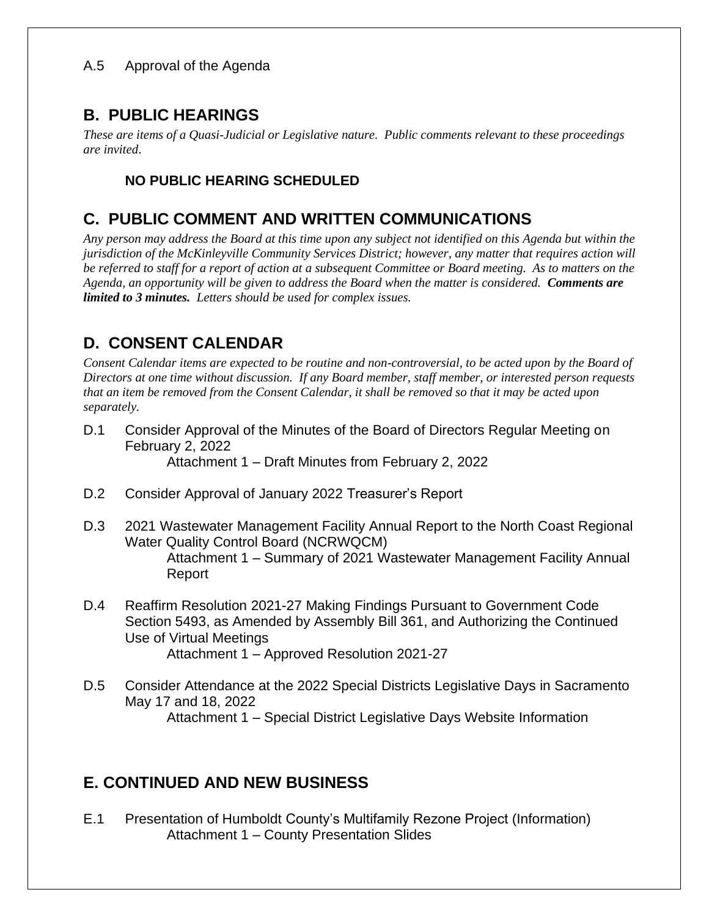A.5 Approval of the Agenda

## B. PUBLIC HEARINGS

*These are items of a Quasi-Judicial or Legislative nature. Public comments relevant to these proceedings are invited.*

**NO PUBLIC HEARING SCHEDULED**

## C. PUBLIC COMMENT AND WRITTEN COMMUNICATIONS

*Any person may address the Board at this time upon any subject not identified on this Agenda but within the jurisdiction of the McKinleyville Community Services District; however, any matter that requires action will be referred to staff for a report of action at a subsequent Committee or Board meeting. As to matters on the Agenda, an opportunity will be given to address the Board when the matter is considered.* ***Comments are limited to 3 minutes.*** *Letters should be used for complex issues.*

## D. CONSENT CALENDAR

*Consent Calendar items are expected to be routine and non-controversial, to be acted upon by the Board of Directors at one time without discussion. If any Board member, staff member, or interested person requests that an item be removed from the Consent Calendar, it shall be removed so that it may be acted upon separately.*

D.1 Consider Approval of the Minutes of the Board of Directors Regular Meeting on February 2, 2022
 Attachment 1 – Draft Minutes from February 2, 2022

D.2 Consider Approval of January 2022 Treasurer's Report

D.3 2021 Wastewater Management Facility Annual Report to the North Coast Regional Water Quality Control Board (NCRWQCM)
 Attachment 1 – Summary of 2021 Wastewater Management Facility Annual Report

D.4 Reaffirm Resolution 2021-27 Making Findings Pursuant to Government Code Section 5493, as Amended by Assembly Bill 361, and Authorizing the Continued Use of Virtual Meetings
 Attachment 1 – Approved Resolution 2021-27

D.5 Consider Attendance at the 2022 Special Districts Legislative Days in Sacramento May 17 and 18, 2022
 Attachment 1 – Special District Legislative Days Website Information

## E. CONTINUED AND NEW BUSINESS

E.1 Presentation of Humboldt County's Multifamily Rezone Project (Information)
 Attachment 1 – County Presentation Slides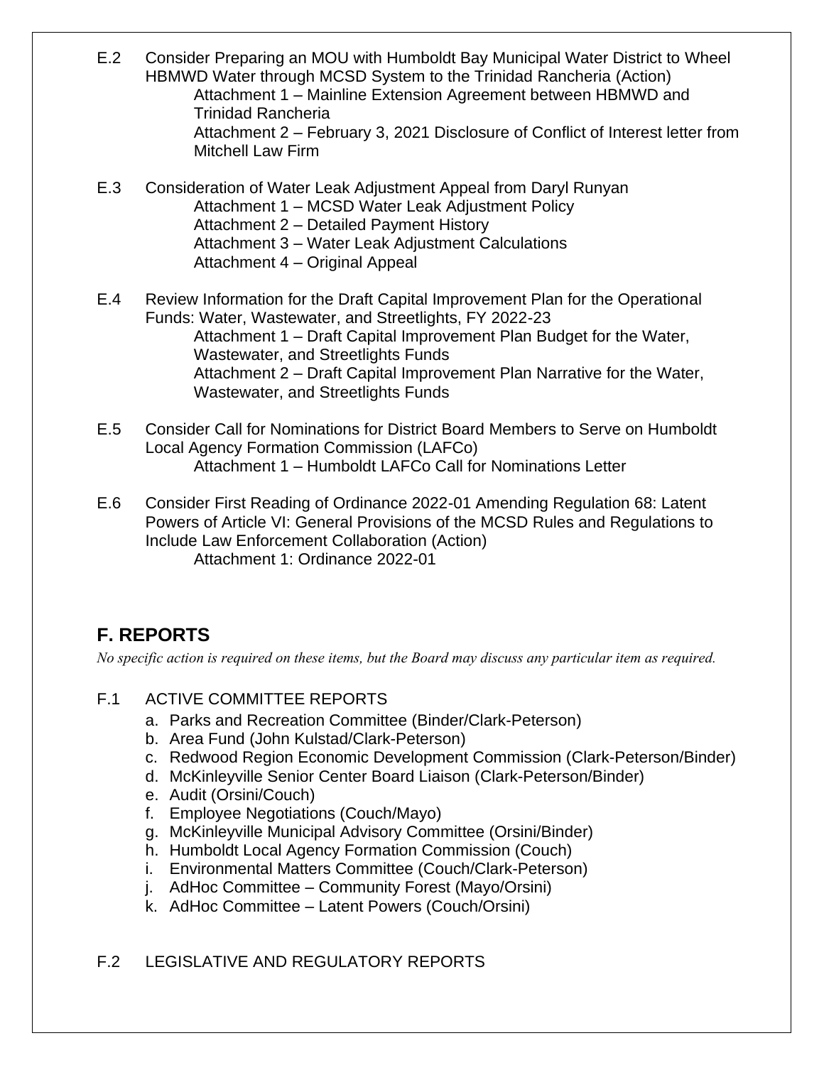E.2 Consider Preparing an MOU with Humboldt Bay Municipal Water District to Wheel HBMWD Water through MCSD System to the Trinidad Rancheria (Action)

Attachment 1 – Mainline Extension Agreement between HBMWD and Trinidad Rancheria

Attachment 2 – February 3, 2021 Disclosure of Conflict of Interest letter from Mitchell Law Firm

E.3 Consideration of Water Leak Adjustment Appeal from Daryl Runyan

Attachment 1 – MCSD Water Leak Adjustment Policy

Attachment 2 – Detailed Payment History

Attachment 3 – Water Leak Adjustment Calculations

Attachment 4 – Original Appeal

E.4 Review Information for the Draft Capital Improvement Plan for the Operational Funds: Water, Wastewater, and Streetlights, FY 2022-23

Attachment 1 – Draft Capital Improvement Plan Budget for the Water, Wastewater, and Streetlights Funds

Attachment 2 – Draft Capital Improvement Plan Narrative for the Water, Wastewater, and Streetlights Funds

E.5 Consider Call for Nominations for District Board Members to Serve on Humboldt Local Agency Formation Commission (LAFCo)

Attachment 1 – Humboldt LAFCo Call for Nominations Letter

E.6 Consider First Reading of Ordinance 2022-01 Amending Regulation 68: Latent Powers of Article VI: General Provisions of the MCSD Rules and Regulations to Include Law Enforcement Collaboration (Action)

Attachment 1: Ordinance 2022-01

## F. REPORTS

*No specific action is required on these items, but the Board may discuss any particular item as required.*

F.1 ACTIVE COMMITTEE REPORTS

a. Parks and Recreation Committee (Binder/Clark-Peterson)
b. Area Fund (John Kulstad/Clark-Peterson)
c. Redwood Region Economic Development Commission (Clark-Peterson/Binder)
d. McKinleyville Senior Center Board Liaison (Clark-Peterson/Binder)
e. Audit (Orsini/Couch)
f. Employee Negotiations (Couch/Mayo)
g. McKinleyville Municipal Advisory Committee (Orsini/Binder)
h. Humboldt Local Agency Formation Commission (Couch)
i. Environmental Matters Committee (Couch/Clark-Peterson)
j. AdHoc Committee – Community Forest (Mayo/Orsini)
k. AdHoc Committee – Latent Powers (Couch/Orsini)

F.2 LEGISLATIVE AND REGULATORY REPORTS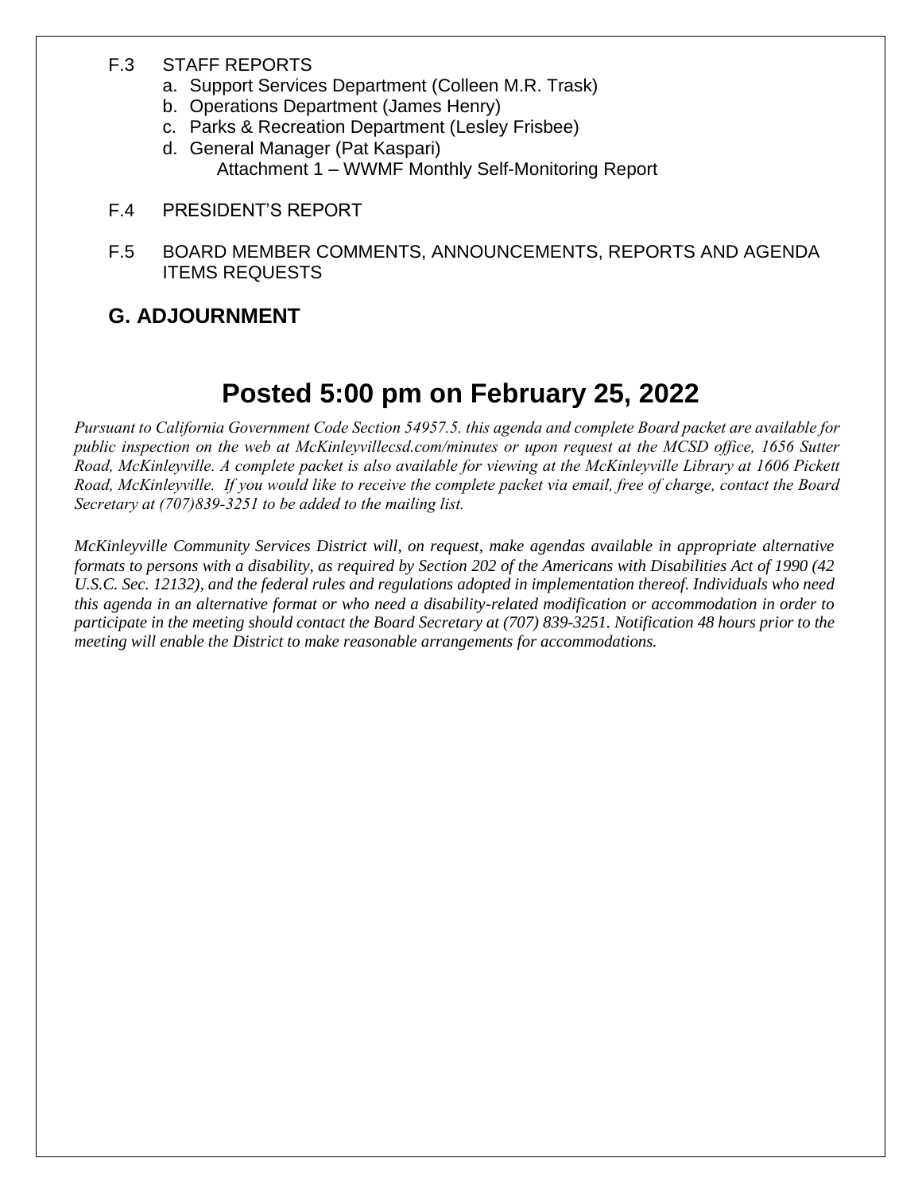F.3 STAFF REPORTS

a. Support Services Department (Colleen M.R. Trask)
b. Operations Department (James Henry)
c. Parks & Recreation Department (Lesley Frisbee)
d. General Manager (Pat Kaspari)
   Attachment 1 – WWMF Monthly Self-Monitoring Report

F.4 PRESIDENT'S REPORT

F.5 BOARD MEMBER COMMENTS, ANNOUNCEMENTS, REPORTS AND AGENDA ITEMS REQUESTS

## G. ADJOURNMENT

# Posted 5:00 pm on February 25, 2022

*Pursuant to California Government Code Section 54957.5. this agenda and complete Board packet are available for public inspection on the web at McKinleyvillecsd.com/minutes or upon request at the MCSD office, 1656 Sutter Road, McKinleyville. A complete packet is also available for viewing at the McKinleyville Library at 1606 Pickett Road, McKinleyville. If you would like to receive the complete packet via email, free of charge, contact the Board Secretary at (707)839-3251 to be added to the mailing list.*

*McKinleyville Community Services District will, on request, make agendas available in appropriate alternative formats to persons with a disability, as required by Section 202 of the Americans with Disabilities Act of 1990 (42 U.S.C. Sec. 12132), and the federal rules and regulations adopted in implementation thereof. Individuals who need this agenda in an alternative format or who need a disability-related modification or accommodation in order to participate in the meeting should contact the Board Secretary at (707) 839-3251. Notification 48 hours prior to the meeting will enable the District to make reasonable arrangements for accommodations.*